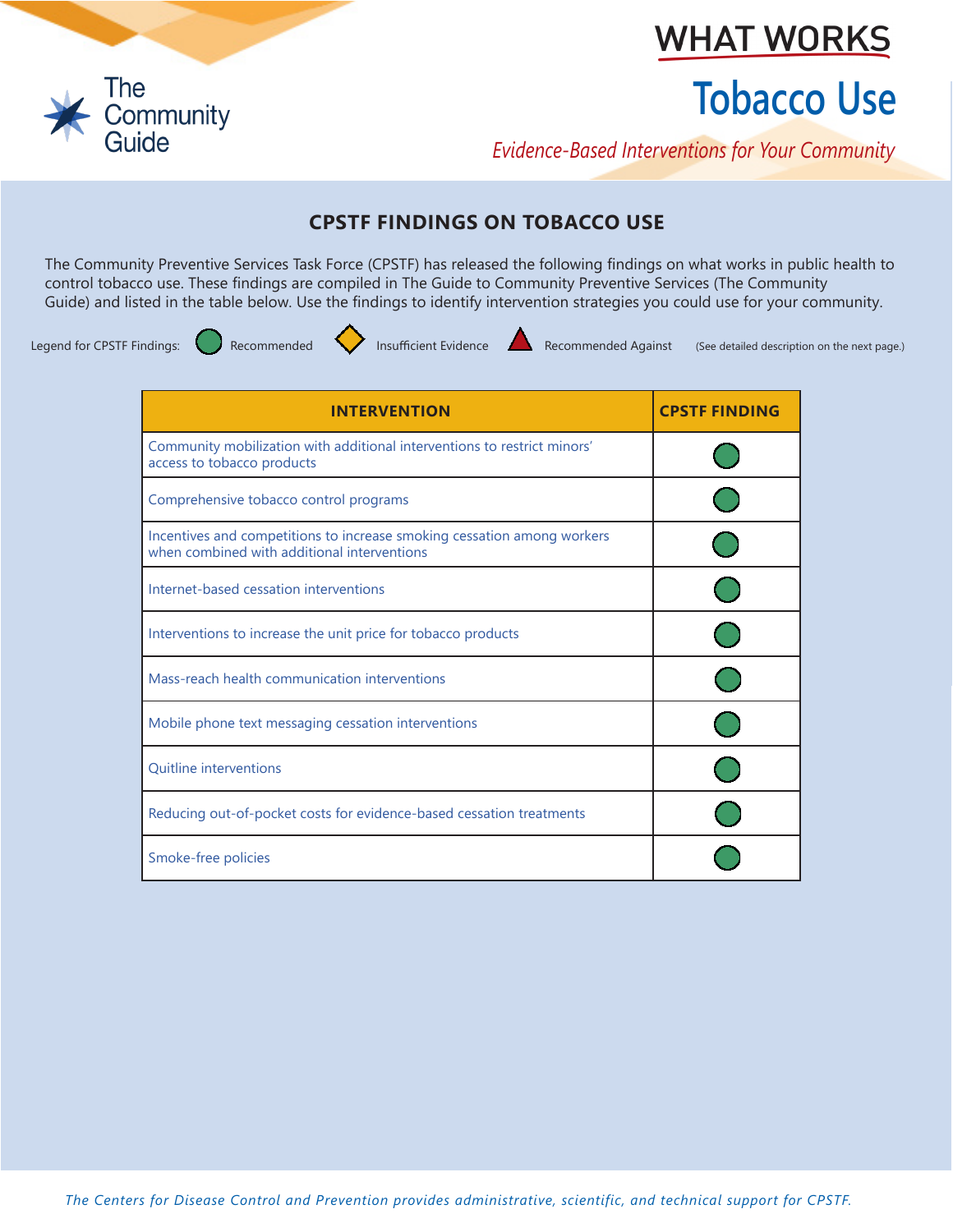The Community Guide

# WHAT WORKS

# Tobacco Use

*Evidence-Based Interventions for Your Community*

## CPSTF FINDINGS ON TOBACCO USE

The Community Preventive Services Task Force (CPSTF) has released the following findings on what works in public health to control tobacco use. These findings are compiled in The Guide to Community Preventive Services (The Community Guide) and listed in the table below. Use the findings to identify intervention strategies you could use for your community.

Legend for CPSTF Findings: ● Recommended ◆ Insufficient Evidence ▲ Recommended Against (See detailed description on the next page.)

| INTERVENTION | CPSTF FINDING |
|---|---|
| Community mobilization with additional interventions to restrict minors' access to tobacco products | ● Recommended |
| Comprehensive tobacco control programs | ● Recommended |
| Incentives and competitions to increase smoking cessation among workers when combined with additional interventions | ● Recommended |
| Internet-based cessation interventions | ● Recommended |
| Interventions to increase the unit price for tobacco products | ● Recommended |
| Mass-reach health communication interventions | ● Recommended |
| Mobile phone text messaging cessation interventions | ● Recommended |
| Quitline interventions | ● Recommended |
| Reducing out-of-pocket costs for evidence-based cessation treatments | ● Recommended |
| Smoke-free policies | ● Recommended |

*The Centers for Disease Control and Prevention provides administrative, scientific, and technical support for CPSTF.*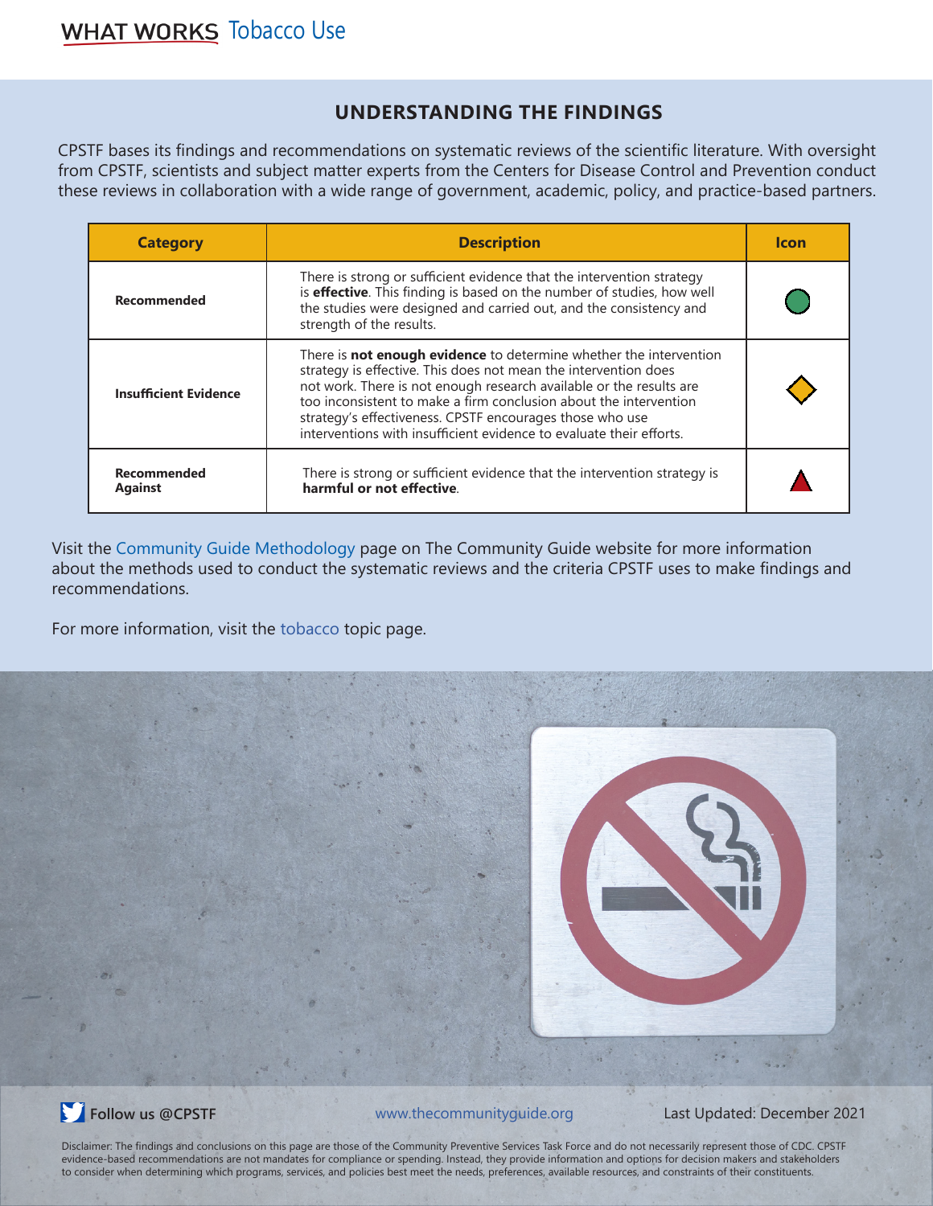## UNDERSTANDING THE FINDINGS

CPSTF bases its findings and recommendations on systematic reviews of the scientific literature. With oversight from CPSTF, scientists and subject matter experts from the Centers for Disease Control and Prevention conduct these reviews in collaboration with a wide range of government, academic, policy, and practice-based partners.

| Category | Description | Icon |
|---|---|---|
| **Recommended** | There is strong or sufficient evidence that the intervention strategy is **effective**. This finding is based on the number of studies, how well the studies were designed and carried out, and the consistency and strength of the results. | |
| **Insufficient Evidence** | There is **not enough evidence** to determine whether the intervention strategy is effective. This does not mean the intervention does not work. There is not enough research available or the results are too inconsistent to make a firm conclusion about the intervention strategy's effectiveness. CPSTF encourages those who use interventions with insufficient evidence to evaluate their efforts. | |
| **Recommended Against** | There is strong or sufficient evidence that the intervention strategy is **harmful or not effective**. | |

Visit the Community Guide Methodology page on The Community Guide website for more information about the methods used to conduct the systematic reviews and the criteria CPSTF uses to make findings and recommendations.

For more information, visit the tobacco topic page.

Follow us @CPSTF

www.thecommunityguide.org

Last Updated: December 2021

Disclaimer: The findings and conclusions on this page are those of the Community Preventive Services Task Force and do not necessarily represent those of CDC. CPSTF evidence-based recommendations are not mandates for compliance or spending. Instead, they provide information and options for decision makers and stakeholders to consider when determining which programs, services, and policies best meet the needs, preferences, available resources, and constraints of their constituents.